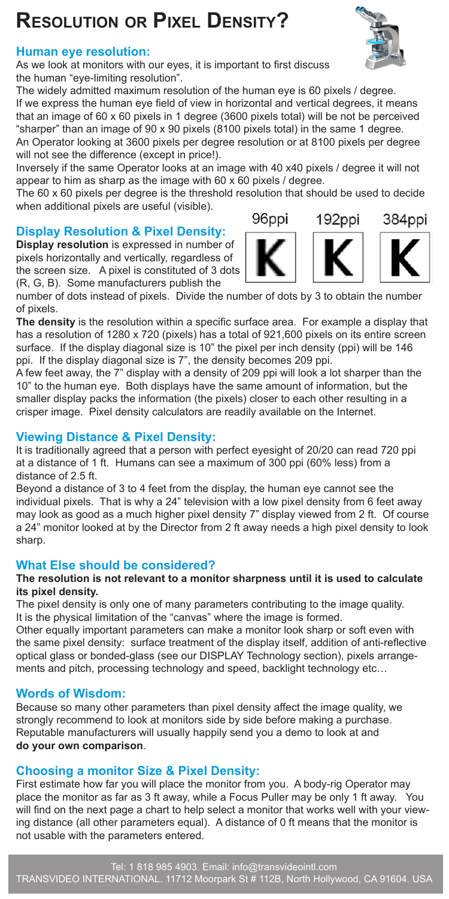# Resolution or Pixel Density?

## Human eye resolution:

As we look at monitors with our eyes, it is important to first discuss the human "eye-limiting resolution".

The widely admitted maximum resolution of the human eye is 60 pixels / degree. If we express the human eye field of view in horizontal and vertical degrees, it means that an image of 60 x 60 pixels in 1 degree (3600 pixels total) will be not be perceived "sharper" than an image of 90 x 90 pixels (8100 pixels total) in the same 1 degree. An Operator looking at 3600 pixels per degree resolution or at 8100 pixels per degree will not see the difference (except in price!).

Inversely if the same Operator looks at an image with 40 x40 pixels / degree it will not appear to him as sharp as the image with 60 x 60 pixels / degree.

The 60 x 60 pixels per degree is the threshold resolution that should be used to decide when additional pixels are useful (visible).

## Display Resolution & Pixel Density:

96ppi 192ppi 384ppi

**Display resolution** is expressed in number of pixels horizontally and vertically, regardless of the screen size. A pixel is constituted of 3 dots (R, G, B). Some manufacturers publish the number of dots instead of pixels. Divide the number of dots by 3 to obtain the number of pixels.

**The density** is the resolution within a specific surface area. For example a display that has a resolution of 1280 x 720 (pixels) has a total of 921,600 pixels on its entire screen surface. If the display diagonal size is 10" the pixel per inch density (ppi) will be 146 ppi. If the display diagonal size is 7", the density becomes 209 ppi.

A few feet away, the 7" display with a density of 209 ppi will look a lot sharper than the 10" to the human eye. Both displays have the same amount of information, but the smaller display packs the information (the pixels) closer to each other resulting in a crisper image. Pixel density calculators are readily available on the Internet.

## Viewing Distance & Pixel Density:

It is traditionally agreed that a person with perfect eyesight of 20/20 can read 720 ppi at a distance of 1 ft. Humans can see a maximum of 300 ppi (60% less) from a distance of 2.5 ft.

Beyond a distance of 3 to 4 feet from the display, the human eye cannot see the individual pixels. That is why a 24" television with a low pixel density from 6 feet away may look as good as a much higher pixel density 7" display viewed from 2 ft. Of course a 24" monitor looked at by the Director from 2 ft away needs a high pixel density to look sharp.

## What Else should be considered?

**The resolution is not relevant to a monitor sharpness until it is used to calculate its pixel density.**

The pixel density is only one of many parameters contributing to the image quality. It is the physical limitation of the "canvas" where the image is formed.

Other equally important parameters can make a monitor look sharp or soft even with the same pixel density: surface treatment of the display itself, addition of anti-reflective optical glass or bonded-glass (see our DISPLAY Technology section), pixels arrangements and pitch, processing technology and speed, backlight technology etc…

## Words of Wisdom:

Because so many other parameters than pixel density affect the image quality, we strongly recommend to look at monitors side by side before making a purchase. Reputable manufacturers will usually happily send you a demo to look at and **do your own comparison**.

## Choosing a monitor Size & Pixel Density:

First estimate how far you will place the monitor from you. A body-rig Operator may place the monitor as far as 3 ft away, while a Focus Puller may be only 1 ft away. You will find on the next page a chart to help select a monitor that works well with your viewing distance (all other parameters equal). A distance of 0 ft means that the monitor is not usable with the parameters entered.

Tel: 1 818 985 4903. Email: info@transvideointl.com
TRANSVIDEO INTERNATIONAL. 11712 Moorpark St # 112B, North Hollywood, CA 91604. USA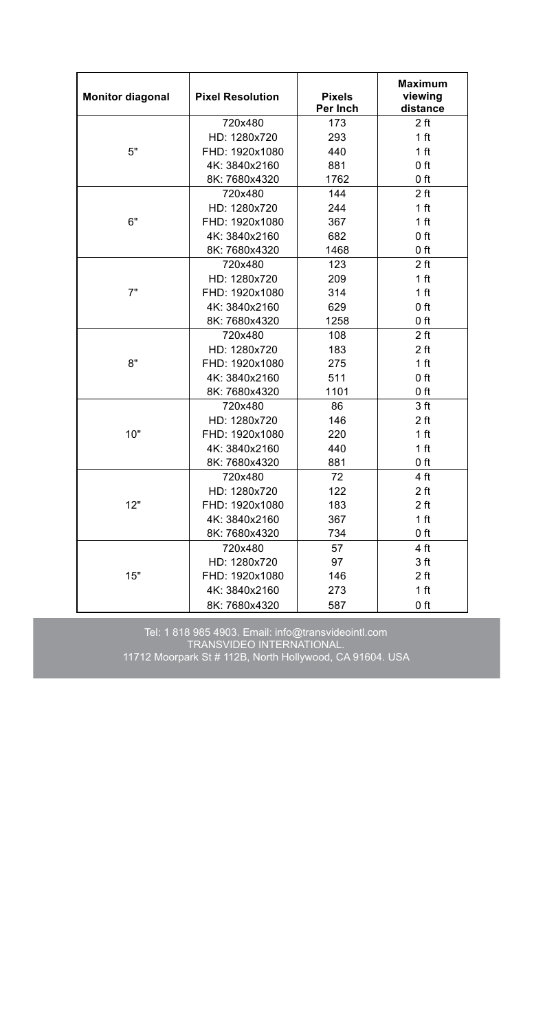| Monitor diagonal | Pixel Resolution | Pixels Per Inch | Maximum viewing distance |
|---|---|---|---|
| 5" | 720x480 | 173 | 2 ft |
| | HD: 1280x720 | 293 | 1 ft |
| | FHD: 1920x1080 | 440 | 1 ft |
| | 4K: 3840x2160 | 881 | 0 ft |
| | 8K: 7680x4320 | 1762 | 0 ft |
| 6" | 720x480 | 144 | 2 ft |
| | HD: 1280x720 | 244 | 1 ft |
| | FHD: 1920x1080 | 367 | 1 ft |
| | 4K: 3840x2160 | 682 | 0 ft |
| | 8K: 7680x4320 | 1468 | 0 ft |
| 7" | 720x480 | 123 | 2 ft |
| | HD: 1280x720 | 209 | 1 ft |
| | FHD: 1920x1080 | 314 | 1 ft |
| | 4K: 3840x2160 | 629 | 0 ft |
| | 8K: 7680x4320 | 1258 | 0 ft |
| 8" | 720x480 | 108 | 2 ft |
| | HD: 1280x720 | 183 | 2 ft |
| | FHD: 1920x1080 | 275 | 1 ft |
| | 4K: 3840x2160 | 511 | 0 ft |
| | 8K: 7680x4320 | 1101 | 0 ft |
| 10" | 720x480 | 86 | 3 ft |
| | HD: 1280x720 | 146 | 2 ft |
| | FHD: 1920x1080 | 220 | 1 ft |
| | 4K: 3840x2160 | 440 | 1 ft |
| | 8K: 7680x4320 | 881 | 0 ft |
| 12" | 720x480 | 72 | 4 ft |
| | HD: 1280x720 | 122 | 2 ft |
| | FHD: 1920x1080 | 183 | 2 ft |
| | 4K: 3840x2160 | 367 | 1 ft |
| | 8K: 7680x4320 | 734 | 0 ft |
| 15" | 720x480 | 57 | 4 ft |
| | HD: 1280x720 | 97 | 3 ft |
| | FHD: 1920x1080 | 146 | 2 ft |
| | 4K: 3840x2160 | 273 | 1 ft |
| | 8K: 7680x4320 | 587 | 0 ft |

Tel: 1 818 985 4903. Email: info@transvideointl.com
TRANSVIDEO INTERNATIONAL.
11712 Moorpark St # 112B, North Hollywood, CA 91604. USA